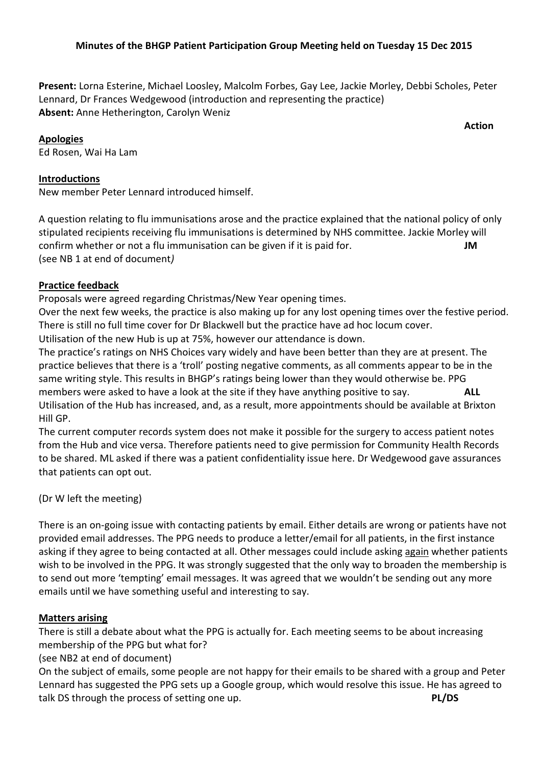**Minutes of the BHGP Patient Participation Group Meeting held on Tuesday 15 Dec 2015**

**Present:** Lorna Esterine, Michael Loosley, Malcolm Forbes, Gay Lee, Jackie Morley, Debbi Scholes, Peter Lennard, Dr Frances Wedgewood (introduction and representing the practice)
**Absent:** Anne Hetherington, Carolyn Weniz

**Action**

**Apologies**
Ed Rosen, Wai Ha Lam

**Introductions**
New member Peter Lennard introduced himself.

A question relating to flu immunisations arose and the practice explained that the national policy of only stipulated recipients receiving flu immunisations is determined by NHS committee. Jackie Morley will confirm whether or not a flu immunisation can be given if it is paid for. **JM**
(see NB 1 at end of document*)*

**Practice feedback**
Proposals were agreed regarding Christmas/New Year opening times.
Over the next few weeks, the practice is also making up for any lost opening times over the festive period.
There is still no full time cover for Dr Blackwell but the practice have ad hoc locum cover.
Utilisation of the new Hub is up at 75%, however our attendance is down.
The practice's ratings on NHS Choices vary widely and have been better than they are at present. The practice believes that there is a 'troll' posting negative comments, as all comments appear to be in the same writing style. This results in BHGP's ratings being lower than they would otherwise be. PPG members were asked to have a look at the site if they have anything positive to say. **ALL**
Utilisation of the Hub has increased, and, as a result, more appointments should be available at Brixton Hill GP.
The current computer records system does not make it possible for the surgery to access patient notes from the Hub and vice versa. Therefore patients need to give permission for Community Health Records to be shared. ML asked if there was a patient confidentiality issue here. Dr Wedgewood gave assurances that patients can opt out.

(Dr W left the meeting)

There is an on-going issue with contacting patients by email. Either details are wrong or patients have not provided email addresses. The PPG needs to produce a letter/email for all patients, in the first instance asking if they agree to being contacted at all. Other messages could include asking <u>again</u> whether patients wish to be involved in the PPG. It was strongly suggested that the only way to broaden the membership is to send out more 'tempting' email messages. It was agreed that we wouldn't be sending out any more emails until we have something useful and interesting to say.

**Matters arising**
There is still a debate about what the PPG is actually for. Each meeting seems to be about increasing membership of the PPG but what for?
(see NB2 at end of document)
On the subject of emails, some people are not happy for their emails to be shared with a group and Peter Lennard has suggested the PPG sets up a Google group, which would resolve this issue. He has agreed to talk DS through the process of setting one up. **PL/DS**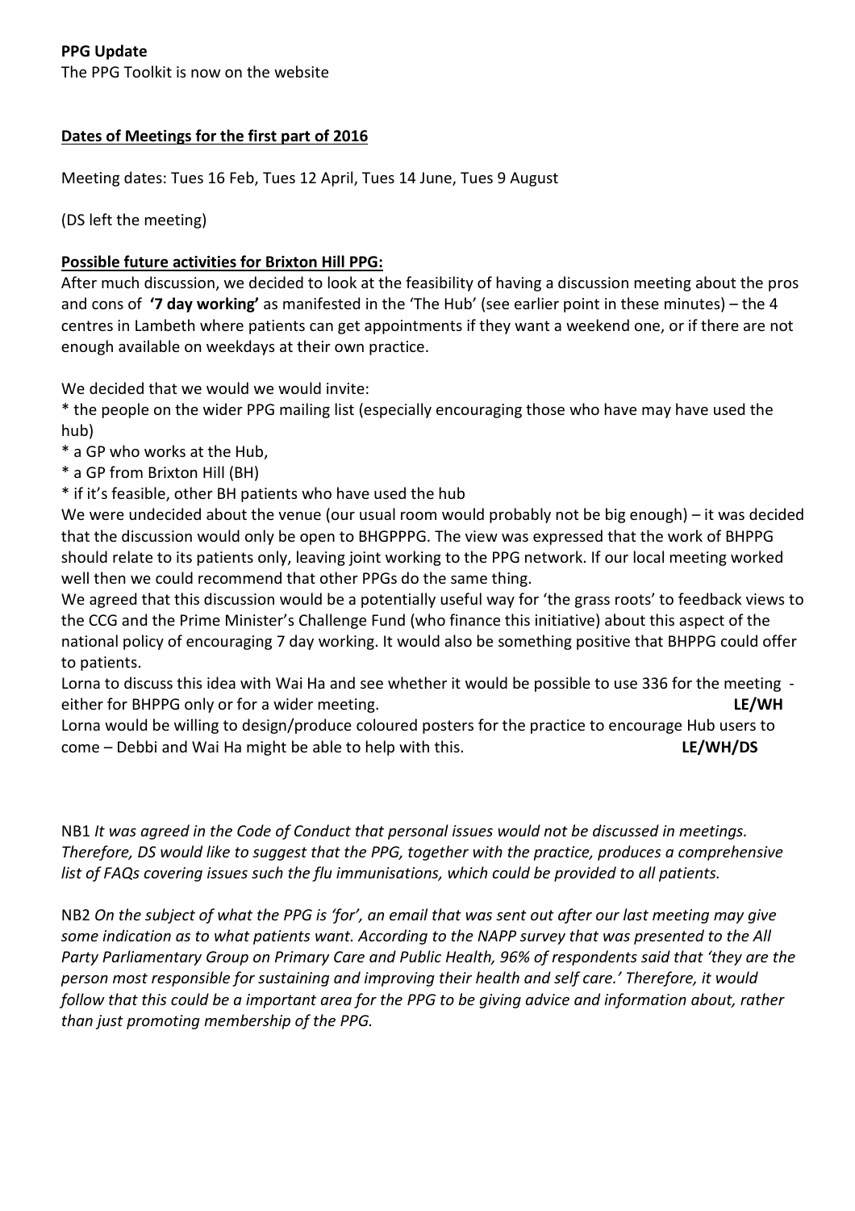**PPG Update**

The PPG Toolkit is now on the website

**Dates of Meetings for the first part of 2016**

Meeting dates: Tues 16 Feb, Tues 12 April, Tues 14 June, Tues 9 August

(DS left the meeting)

**Possible future activities for Brixton Hill PPG:**

After much discussion, we decided to look at the feasibility of having a discussion meeting about the pros and cons of **'7 day working'** as manifested in the 'The Hub' (see earlier point in these minutes) – the 4 centres in Lambeth where patients can get appointments if they want a weekend one, or if there are not enough available on weekdays at their own practice.

We decided that we would we would invite:

* the people on the wider PPG mailing list (especially encouraging those who have may have used the hub)
* a GP who works at the Hub,
* a GP from Brixton Hill (BH)
* if it's feasible, other BH patients who have used the hub

We were undecided about the venue (our usual room would probably not be big enough) – it was decided that the discussion would only be open to BHGPPPG. The view was expressed that the work of BHPPG should relate to its patients only, leaving joint working to the PPG network. If our local meeting worked well then we could recommend that other PPGs do the same thing.

We agreed that this discussion would be a potentially useful way for 'the grass roots' to feedback views to the CCG and the Prime Minister's Challenge Fund (who finance this initiative) about this aspect of the national policy of encouraging 7 day working. It would also be something positive that BHPPG could offer to patients.

Lorna to discuss this idea with Wai Ha and see whether it would be possible to use 336 for the meeting - either for BHPPG only or for a wider meeting. **LE/WH**

Lorna would be willing to design/produce coloured posters for the practice to encourage Hub users to come – Debbi and Wai Ha might be able to help with this. **LE/WH/DS**

NB1 *It was agreed in the Code of Conduct that personal issues would not be discussed in meetings. Therefore, DS would like to suggest that the PPG, together with the practice, produces a comprehensive list of FAQs covering issues such the flu immunisations, which could be provided to all patients.*

NB2 *On the subject of what the PPG is 'for', an email that was sent out after our last meeting may give some indication as to what patients want. According to the NAPP survey that was presented to the All Party Parliamentary Group on Primary Care and Public Health, 96% of respondents said that 'they are the person most responsible for sustaining and improving their health and self care.' Therefore, it would follow that this could be a important area for the PPG to be giving advice and information about, rather than just promoting membership of the PPG.*